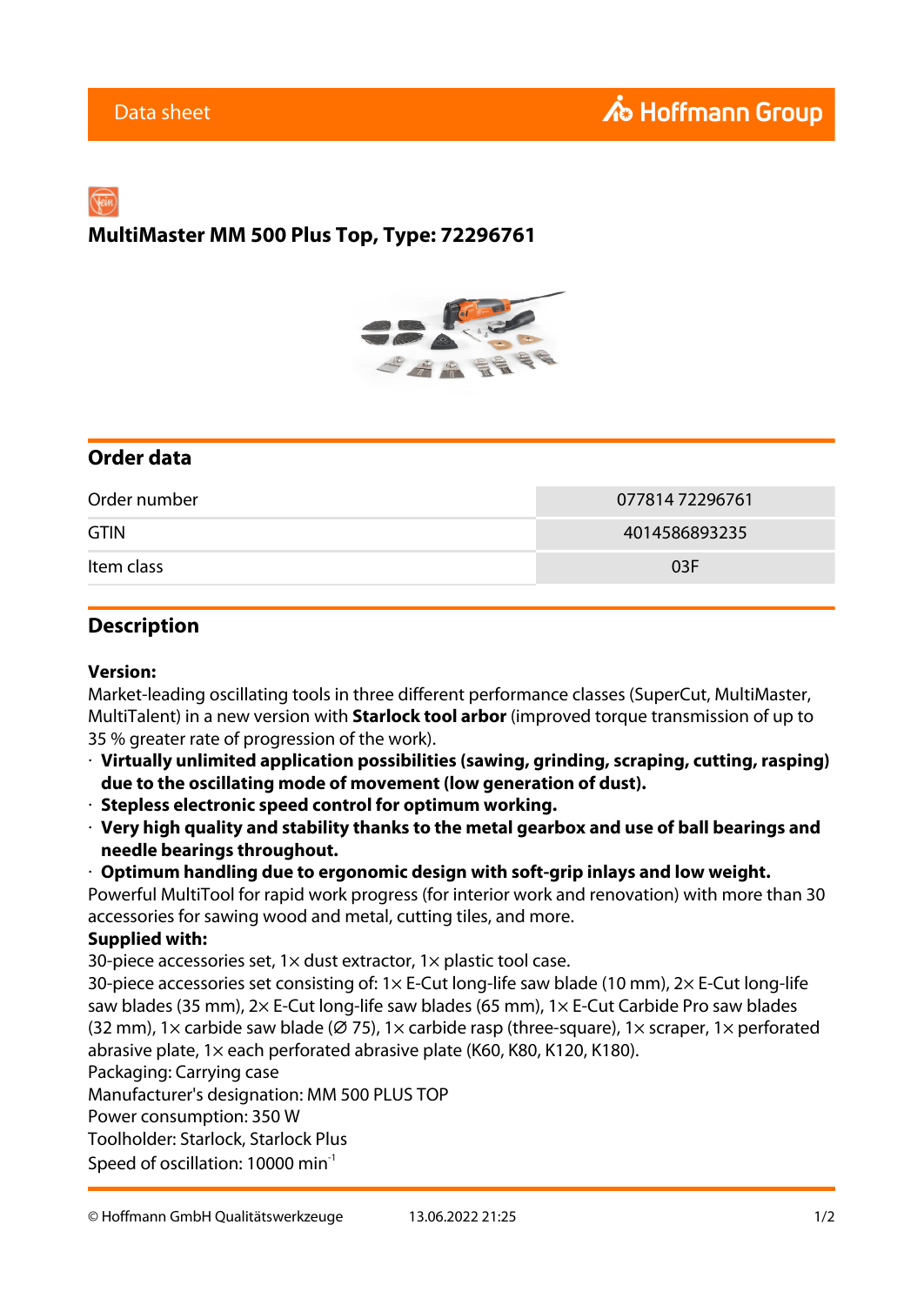# MultiMaster MM 500 Plus Top, Type: 72296761

## Order data

| Order number | 077814 72296761 |
|---|---|
| GTIN | 4014586893235 |
| Item class | 03F |

## Description

**Version:**
Market-leading oscillating tools in three different performance classes (SuperCut, MultiMaster, MultiTalent) in a new version with **Starlock tool arbor** (improved torque transmission of up to 35 % greater rate of progression of the work).

- **Virtually unlimited application possibilities (sawing, grinding, scraping, cutting, rasping) due to the oscillating mode of movement (low generation of dust).**
- **Stepless electronic speed control for optimum working.**
- **Very high quality and stability thanks to the metal gearbox and use of ball bearings and needle bearings throughout.**
- **Optimum handling due to ergonomic design with soft-grip inlays and low weight.**

Powerful MultiTool for rapid work progress (for interior work and renovation) with more than 30 accessories for sawing wood and metal, cutting tiles, and more.

**Supplied with:**
30-piece accessories set, 1× dust extractor, 1× plastic tool case.
30-piece accessories set consisting of: 1× E-Cut long-life saw blade (10 mm), 2× E-Cut long-life saw blades (35 mm), 2× E-Cut long-life saw blades (65 mm), 1× E-Cut Carbide Pro saw blades (32 mm), 1× carbide saw blade (Ø 75), 1× carbide rasp (three-square), 1× scraper, 1× perforated abrasive plate, 1× each perforated abrasive plate (K60, K80, K120, K180).
Packaging: Carrying case
Manufacturer's designation: MM 500 PLUS TOP
Power consumption: 350 W
Toolholder: Starlock, Starlock Plus
Speed of oscillation: 10000 min$^{-1}$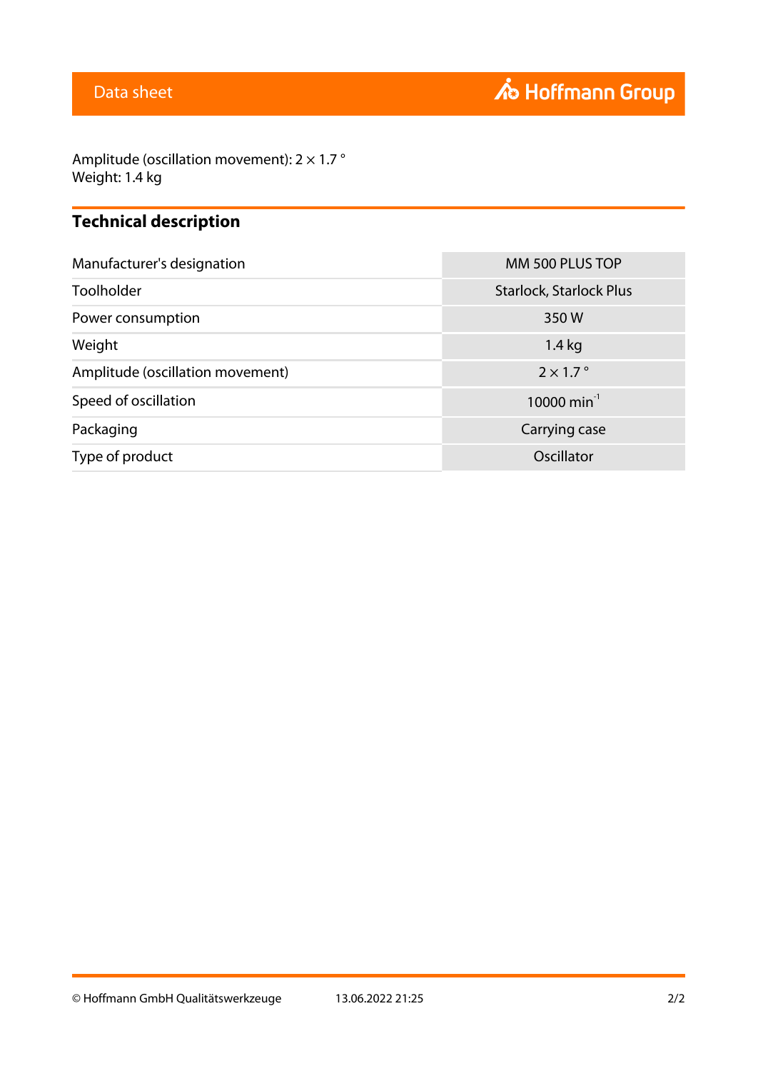Amplitude (oscillation movement): 2 × 1.7 °
Weight: 1.4 kg

## Technical description

| | |
|---|---|
| Manufacturer's designation | MM 500 PLUS TOP |
| Toolholder | Starlock, Starlock Plus |
| Power consumption | 350 W |
| Weight | 1.4 kg |
| Amplitude (oscillation movement) | 2 × 1.7 ° |
| Speed of oscillation | 10000 $min^{-1}$ |
| Packaging | Carrying case |
| Type of product | Oscillator |